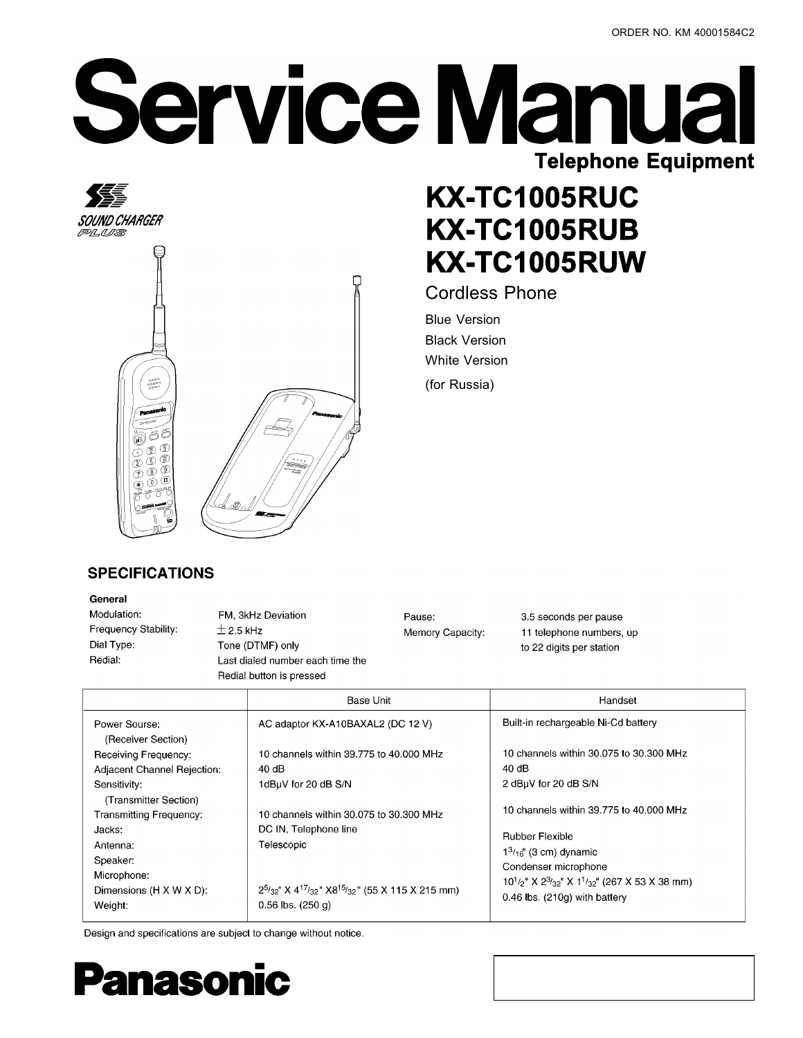ORDER NO. KM 40001584C2

# Service Manual

**Telephone Equipment**

SOUND CHARGER PLUS

# KX-TC1005RUC
# KX-TC1005RUB
# KX-TC1005RUW

Cordless Phone

Blue Version

Black Version

White Version

(for Russia)

## SPECIFICATIONS

### General

| | | | |
|---|---|---|---|
| Modulation: | FM, 3kHz Deviation | Pause: | 3.5 seconds per pause |
| Frequency Stability: | ±2.5 kHz | Memory Capacity: | 11 telephone numbers, up to 22 digits per station |
| Dial Type: | Tone (DTMF) only | | |
| Redial: | Last dialed number each time the Redial button is pressed | | |

| | Base Unit | Handset |
|---|---|---|
| Power Sourse: | AC adaptor KX-A10BAXAL2 (DC 12 V) | Built-in rechargeable Ni-Cd battery |
| (Receiver Section) | | |
| Receiving Frequency: | 10 channels within 39.775 to 40.000 MHz | 10 channels within 30.075 to 30.300 MHz |
| Adjacent Channel Rejection: | 40 dB | 40 dB |
| Sensitivity: | 1dBμV for 20 dB S/N | 2 dBμV for 20 dB S/N |
| (Transmitter Section) | | |
| Transmitting Frequency: | 10 channels within 30.075 to 30.300 MHz | 10 channels within 39.775 to 40.000 MHz |
| Jacks: | DC IN, Telephone line | |
| Antenna: | Telescopic | Rubber Flexible |
| Speaker: | | 1 3/16" (3 cm) dynamic |
| Microphone: | | Condenser microphone |
| Dimensions (H X W X D): | 2 5/32" X 4 17/32" X 8 15/32" (55 X 115 X 215 mm) | 10 1/2" X 2 3/32" X 1 1/32" (267 X 53 X 38 mm) |
| Weight: | 0.56 lbs. (250 g) | 0.46 lbs. (210g) with battery |

Design and specifications are subject to change without notice.

**Panasonic**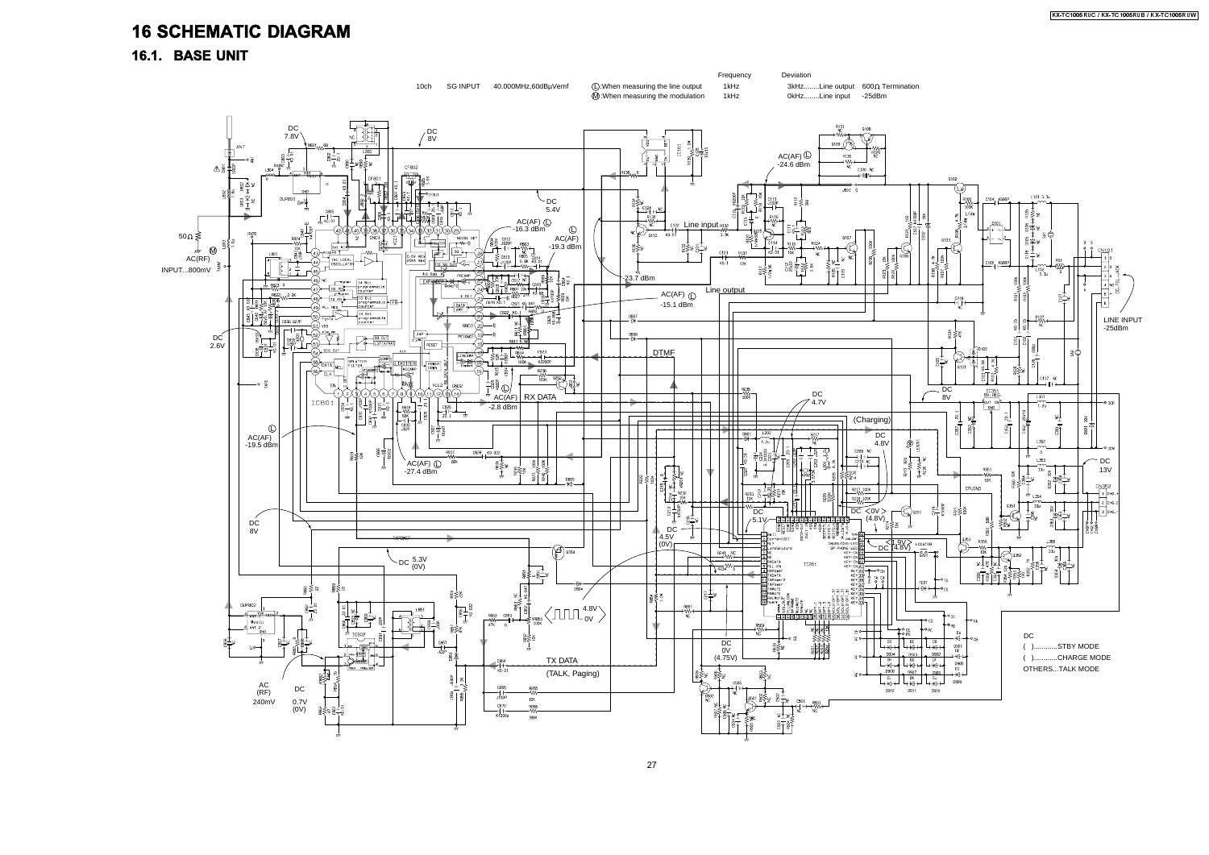# 16 SCHEMATIC DIAGRAM

## 16.1. BASE UNIT

| | | | | Frequency | Deviation | |
|---|---|---|---|---|---|---|
| 10ch | SG INPUT | 40.000MHz,60dBµVemf | Ⓛ:When measuring the line output | 1kHz | 3kHz........Line output | 600Ω Termination |
| | | | Ⓜ:When measuring the modulation | 1kHz | 0kHz........Line input | -25dBm |

DC
( )............STBY MODE
( )............CHARGE MODE
OTHERS...TALK MODE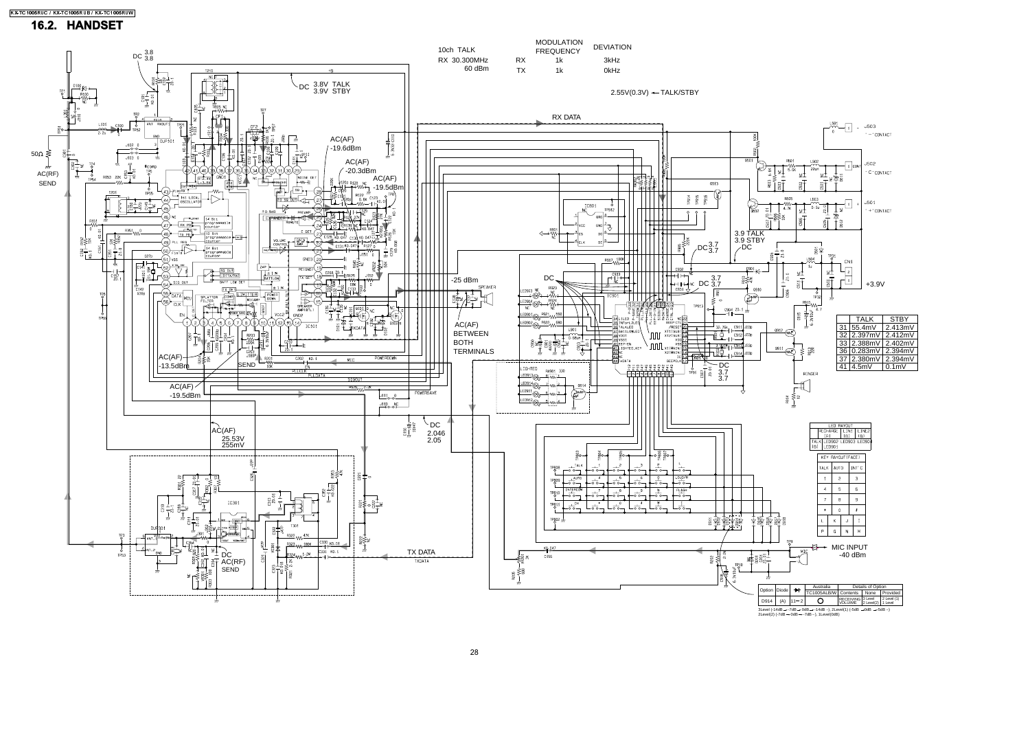## 16.2. HANDSET

| 10ch TALK | | MODULATION FREQUENCY | DEVIATION |
|---|---|---|---|
| RX 30.300MHz 60 dBm | RX | 1k | 3kHz |
| | TX | 1k | 0kHz |

2.55V(0.3V) ← TALK/STBY

| | TALK | STBY |
|---|---|---|
| 31 | 55.4mV | 2.413mV |
| 32 | 2.397mV | 2.412mV |
| 33 | 2.388mV | 2.402mV |
| 36 | 0.283mV | 2.394mV |
| 37 | 2.380mV | 2.394mV |
| 41 | 4.5mV | 0.1mV |

LED RAYOUT

| RECHARGE (R) | LINE1 (G) | LINE2 (G) |
|---|---|---|
| TALK (G) LED901 | LED902 | LED903 LED904 |

KEY RAYOUT(FACE)

| TALK | AUTO | INT'C |
|---|---|---|
| 1 | 2 | 3 |
| 4 | 5 | 6 |
| 7 | 8 | 9 |
| * | 0 | # |
| L | K | J | I |
| P | G | N | H |

| Option | Diode | | Australia | Details of Option | | |
|---|---|---|---|---|---|---|
| | | | TC1005ALB/W | Contents | None | Provided |
| D914 | (A) | 1—2 | ○ | RECEIVING VOLUME | 3 Level | 2 Level (1) 2 Level (2) 1 Level |

3Level (-14dB → -7dB → 0dB → -14dB →), 2Level(1) (-5dB → 0dB → -5dB →)
2Level(2) (-7dB → 0dB → -7dB →), 1Level(0dB)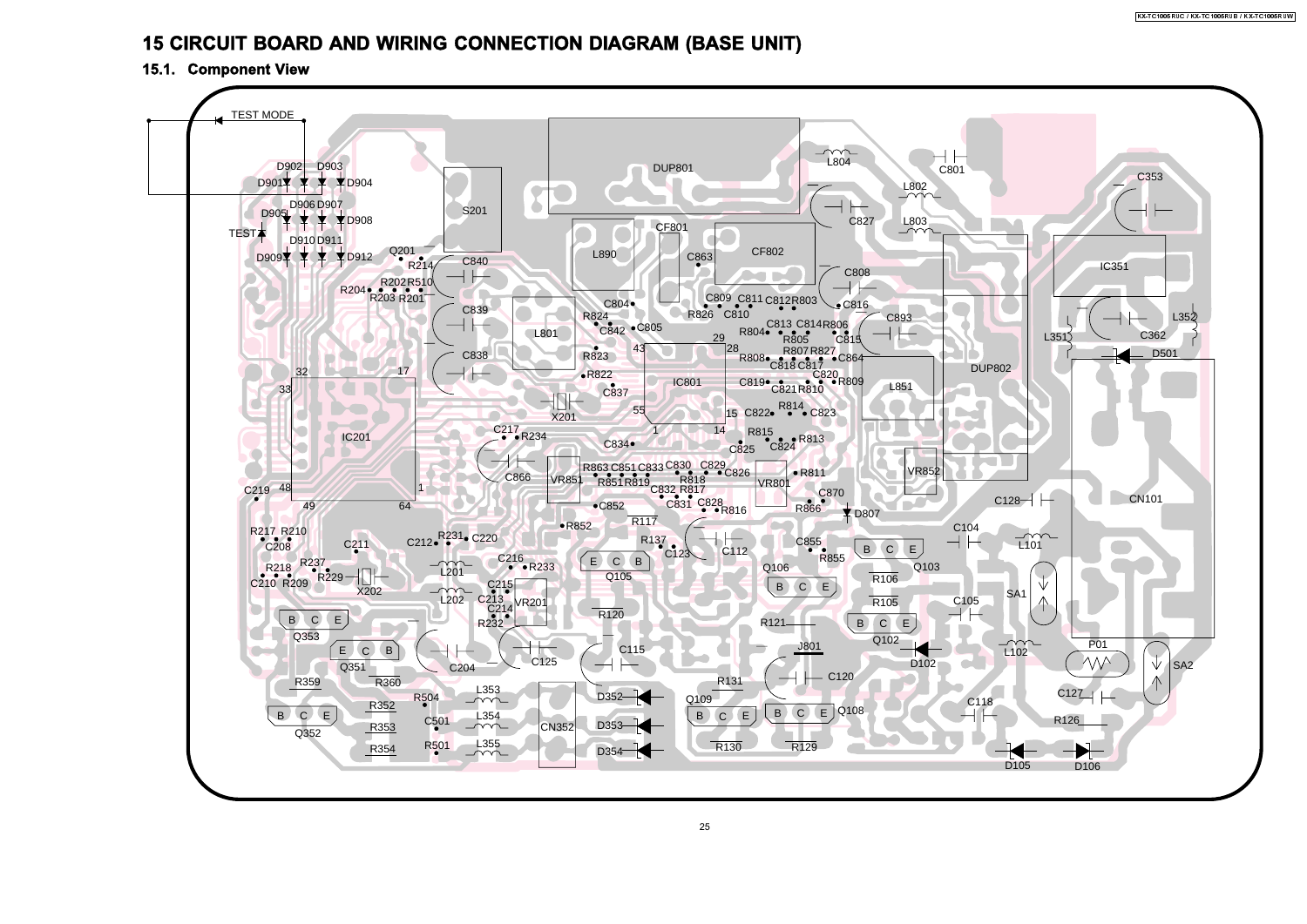# 15 CIRCUIT BOARD AND WIRING CONNECTION DIAGRAM (BASE UNIT)

## 15.1. Component View

TEST MODE

D902 D903

D901 D904

D905 D906 D907 D908

TEST

D910 D911

D909 D912

S201

DUP801

L804

C801

L802

C353

C827

L803

CF801

L890

C863

CF802

Q201

R214

C840

IC351

R202 R510

R204 R203 R201

C808

C804

C809 C811 C812 R803

C816

C839

R824

R826 C810

C893

L352

L801

C842 C805

R804 C813 C814 R806

L351

C362

29

R805

C815

43

28

R807 R827

D501

C838

R823

R808

C818 C817

C864

DUP802

32

17

R822

C820

33

IC801

C819

R809

L851

C821 R810

C837

X201

55

R814

15 C822

C823

IC201

C217

R234

1

14

R815

R813

C834

C825

C824

C866

VR851

R863 C851 C833 C830 C829

C826

VR852

R851 R819

R818

VR801

R811

C219

48

1

C832 R817

C870

CN101

49

64

C852

C831 C828

R816

R866

D807

C128

R117

R217 R210

R852

C104

C208

C211

C212

R231

C220

R137

C855

L101

C123

C112

R855

B C E

Q103

R218 R237

C216

R233

E C B

Q106

R229

L201

Q105

R106

C210 R209

X202

C215

B C E

SA1

L202

C213

VR201

R105

C105

C214

C232

R120

B C E

R121

B C E

Q353

Q102

E C B

J801

P01

Q351

C115

L102

C204

C125

D102

SA2

R359

R360

C120

R131

C127

R504

L353

D352

Q109

C118

R352

Q108

B C E

C501

L354

B C E

B C E

R126

Q352

R353

CN352

D353

R354

R501

L355

D354

R130

R129

D105

D106